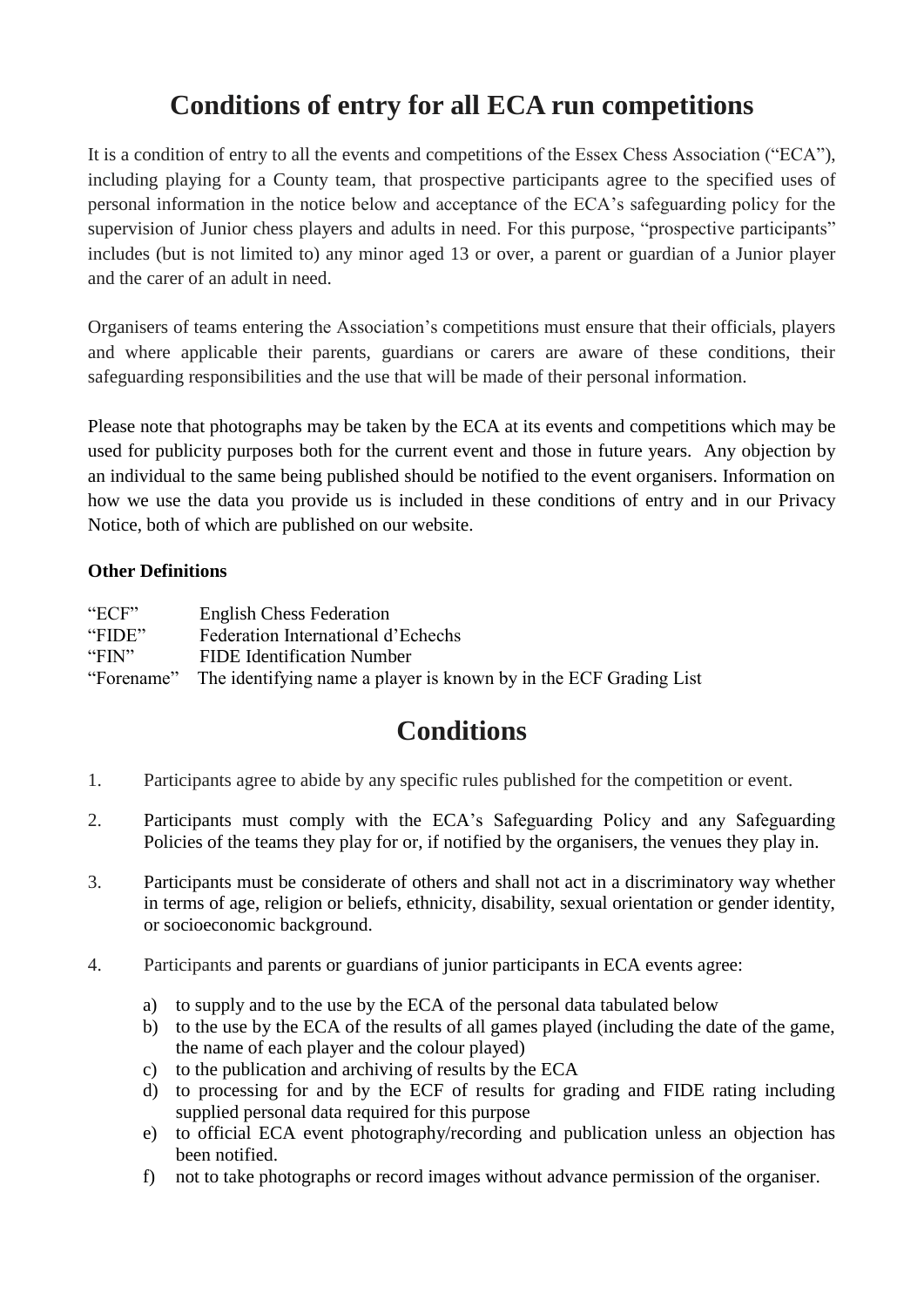# Conditions of entry for all ECA run competitions

It is a condition of entry to all the events and competitions of the Essex Chess Association ("ECA"), including playing for a County team, that prospective participants agree to the specified uses of personal information in the notice below and acceptance of the ECA's safeguarding policy for the supervision of Junior chess players and adults in need. For this purpose, "prospective participants" includes (but is not limited to) any minor aged 13 or over, a parent or guardian of a Junior player and the carer of an adult in need.

Organisers of teams entering the Association's competitions must ensure that their officials, players and where applicable their parents, guardians or carers are aware of these conditions, their safeguarding responsibilities and the use that will be made of their personal information.

Please note that photographs may be taken by the ECA at its events and competitions which may be used for publicity purposes both for the current event and those in future years. Any objection by an individual to the same being published should be notified to the event organisers. Information on how we use the data you provide us is included in these conditions of entry and in our Privacy Notice, both of which are published on our website.

**Other Definitions**

| | |
|---|---|
| "ECF" | English Chess Federation |
| "FIDE" | Federation International d'Echechs |
| "FIN" | FIDE Identification Number |
| "Forename" | The identifying name a player is known by in the ECF Grading List |

# Conditions

1. Participants agree to abide by any specific rules published for the competition or event.

2. Participants must comply with the ECA's Safeguarding Policy and any Safeguarding Policies of the teams they play for or, if notified by the organisers, the venues they play in.

3. Participants must be considerate of others and shall not act in a discriminatory way whether in terms of age, religion or beliefs, ethnicity, disability, sexual orientation or gender identity, or socioeconomic background.

4. Participants and parents or guardians of junior participants in ECA events agree:

   a) to supply and to the use by the ECA of the personal data tabulated below
   b) to the use by the ECA of the results of all games played (including the date of the game, the name of each player and the colour played)
   c) to the publication and archiving of results by the ECA
   d) to processing for and by the ECF of results for grading and FIDE rating including supplied personal data required for this purpose
   e) to official ECA event photography/recording and publication unless an objection has been notified.
   f) not to take photographs or record images without advance permission of the organiser.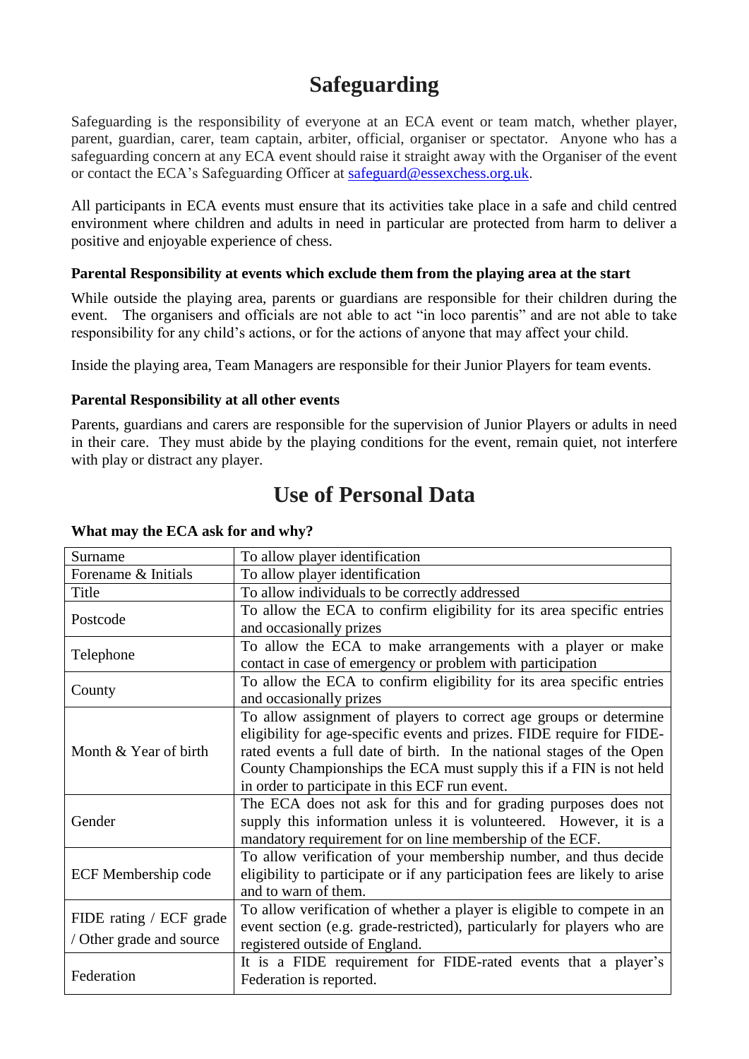# Safeguarding

Safeguarding is the responsibility of everyone at an ECA event or team match, whether player, parent, guardian, carer, team captain, arbiter, official, organiser or spectator. Anyone who has a safeguarding concern at any ECA event should raise it straight away with the Organiser of the event or contact the ECA's Safeguarding Officer at safeguard@essexchess.org.uk.

All participants in ECA events must ensure that its activities take place in a safe and child centred environment where children and adults in need in particular are protected from harm to deliver a positive and enjoyable experience of chess.

**Parental Responsibility at events which exclude them from the playing area at the start**

While outside the playing area, parents or guardians are responsible for their children during the event. The organisers and officials are not able to act "in loco parentis" and are not able to take responsibility for any child's actions, or for the actions of anyone that may affect your child.

Inside the playing area, Team Managers are responsible for their Junior Players for team events.

**Parental Responsibility at all other events**

Parents, guardians and carers are responsible for the supervision of Junior Players or adults in need in their care. They must abide by the playing conditions for the event, remain quiet, not interfere with play or distract any player.

# Use of Personal Data

**What may the ECA ask for and why?**

| | |
|---|---|
| Surname | To allow player identification |
| Forename & Initials | To allow player identification |
| Title | To allow individuals to be correctly addressed |
| Postcode | To allow the ECA to confirm eligibility for its area specific entries and occasionally prizes |
| Telephone | To allow the ECA to make arrangements with a player or make contact in case of emergency or problem with participation |
| County | To allow the ECA to confirm eligibility for its area specific entries and occasionally prizes |
| Month & Year of birth | To allow assignment of players to correct age groups or determine eligibility for age-specific events and prizes. FIDE require for FIDE-rated events a full date of birth. In the national stages of the Open County Championships the ECA must supply this if a FIN is not held in order to participate in this ECF run event. |
| Gender | The ECA does not ask for this and for grading purposes does not supply this information unless it is volunteered. However, it is a mandatory requirement for on line membership of the ECF. |
| ECF Membership code | To allow verification of your membership number, and thus decide eligibility to participate or if any participation fees are likely to arise and to warn of them. |
| FIDE rating / ECF grade / Other grade and source | To allow verification of whether a player is eligible to compete in an event section (e.g. grade-restricted), particularly for players who are registered outside of England. |
| Federation | It is a FIDE requirement for FIDE-rated events that a player's Federation is reported. |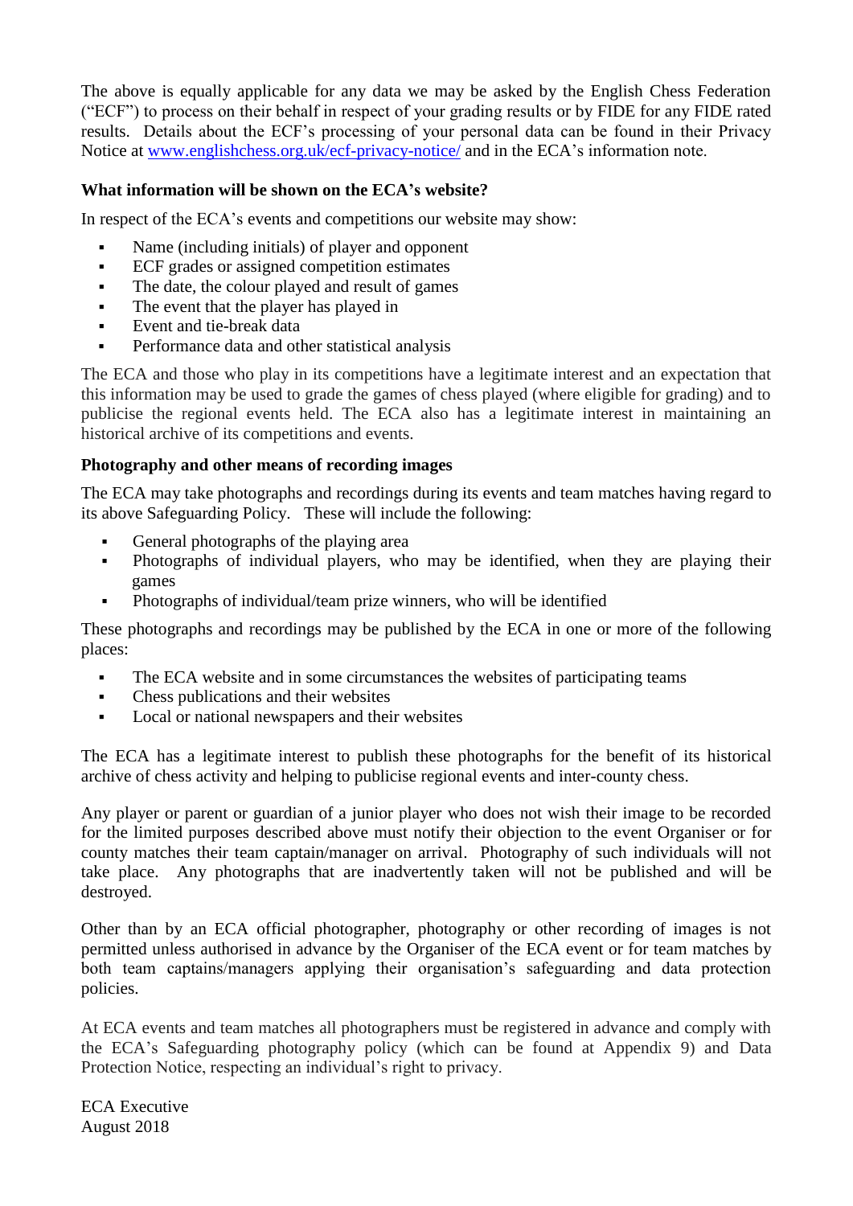The above is equally applicable for any data we may be asked by the English Chess Federation ("ECF") to process on their behalf in respect of your grading results or by FIDE for any FIDE rated results. Details about the ECF's processing of your personal data can be found in their Privacy Notice at [www.englishchess.org.uk/ecf-privacy-notice/](http://www.englishchess.org.uk/ecf-privacy-notice/) and in the ECA's information note.

**What information will be shown on the ECA's website?**

In respect of the ECA's events and competitions our website may show:

- Name (including initials) of player and opponent
- ECF grades or assigned competition estimates
- The date, the colour played and result of games
- The event that the player has played in
- Event and tie-break data
- Performance data and other statistical analysis

The ECA and those who play in its competitions have a legitimate interest and an expectation that this information may be used to grade the games of chess played (where eligible for grading) and to publicise the regional events held. The ECA also has a legitimate interest in maintaining an historical archive of its competitions and events.

**Photography and other means of recording images**

The ECA may take photographs and recordings during its events and team matches having regard to its above Safeguarding Policy. These will include the following:

- General photographs of the playing area
- Photographs of individual players, who may be identified, when they are playing their games
- Photographs of individual/team prize winners, who will be identified

These photographs and recordings may be published by the ECA in one or more of the following places:

- The ECA website and in some circumstances the websites of participating teams
- Chess publications and their websites
- Local or national newspapers and their websites

The ECA has a legitimate interest to publish these photographs for the benefit of its historical archive of chess activity and helping to publicise regional events and inter-county chess.

Any player or parent or guardian of a junior player who does not wish their image to be recorded for the limited purposes described above must notify their objection to the event Organiser or for county matches their team captain/manager on arrival. Photography of such individuals will not take place. Any photographs that are inadvertently taken will not be published and will be destroyed.

Other than by an ECA official photographer, photography or other recording of images is not permitted unless authorised in advance by the Organiser of the ECA event or for team matches by both team captains/managers applying their organisation's safeguarding and data protection policies.

At ECA events and team matches all photographers must be registered in advance and comply with the ECA's Safeguarding photography policy (which can be found at Appendix 9) and Data Protection Notice, respecting an individual's right to privacy.

ECA Executive
August 2018